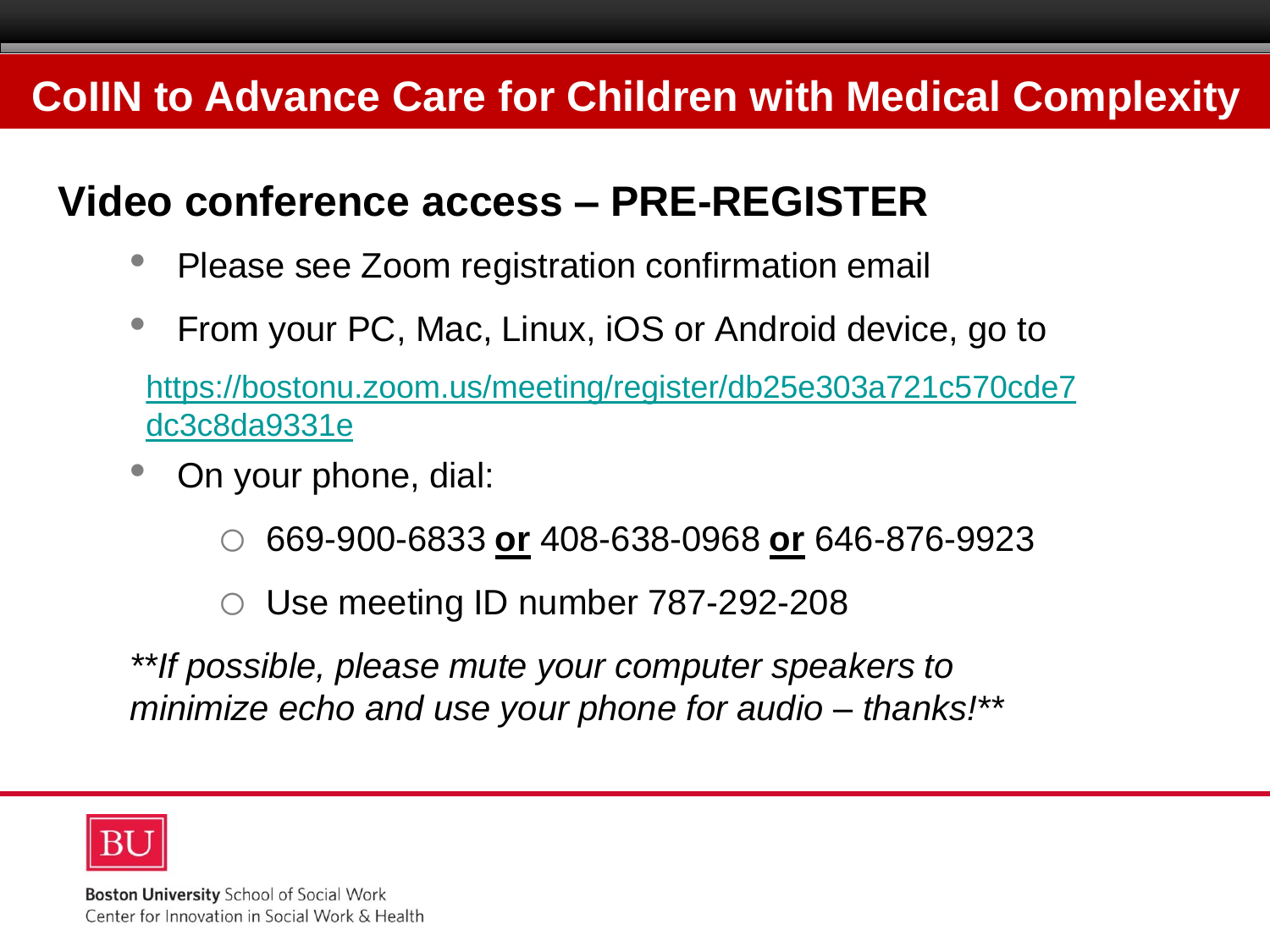# CoIIN to Advance Care for Children with Medical Complexity

## Video conference access – PRE-REGISTER

- Please see Zoom registration confirmation email
- From your PC, Mac, Linux, iOS or Android device, go to

  https://bostonu.zoom.us/meeting/register/db25e303a721c570cde7dc3c8da9331e

- On your phone, dial:
  - 669-900-6833 **or** 408-638-0968 **or** 646-876-9923
  - Use meeting ID number 787-292-208

*\*\*If possible, please mute your computer speakers to minimize echo and use your phone for audio – thanks!\*\**

BU

**Boston University** School of Social Work
Center for Innovation in Social Work & Health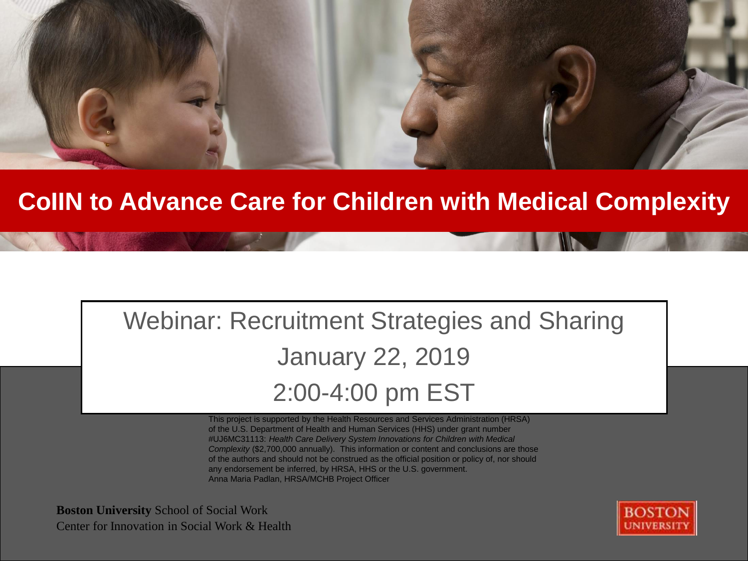# CoIIN to Advance Care for Children with Medical Complexity

## Webinar: Recruitment Strategies and Sharing

January 22, 2019

2:00-4:00 pm EST

This project is supported by the Health Resources and Services Administration (HRSA) of the U.S. Department of Health and Human Services (HHS) under grant number #UJ6MC31113: *Health Care Delivery System Innovations for Children with Medical Complexity* ($2,700,000 annually). This information or content and conclusions are those of the authors and should not be construed as the official position or policy of, nor should any endorsement be inferred, by HRSA, HHS or the U.S. government.
Anna Maria Padlan, HRSA/MCHB Project Officer

**Boston University** School of Social Work
Center for Innovation in Social Work & Health

BOSTON UNIVERSITY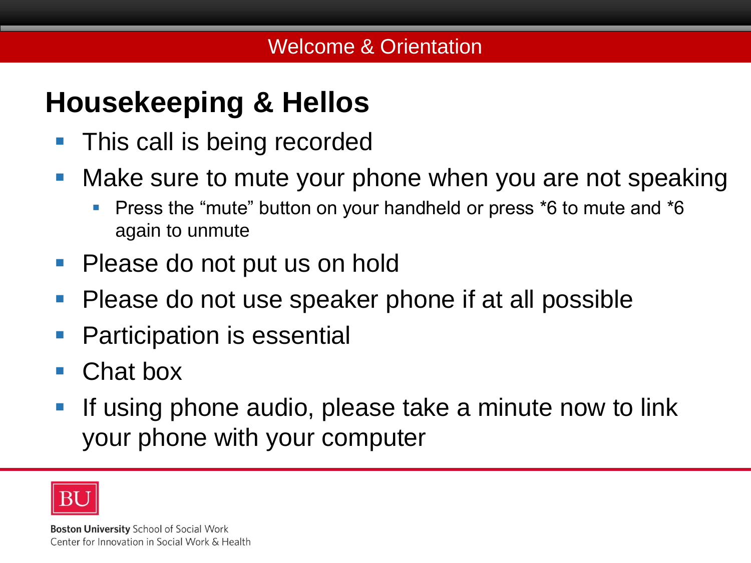## Housekeeping & Hellos

- This call is being recorded
- Make sure to mute your phone when you are not speaking
  - Press the “mute” button on your handheld or press *6 to mute and *6 again to unmute
- Please do not put us on hold
- Please do not use speaker phone if at all possible
- Participation is essential
- Chat box
- If using phone audio, please take a minute now to link your phone with your computer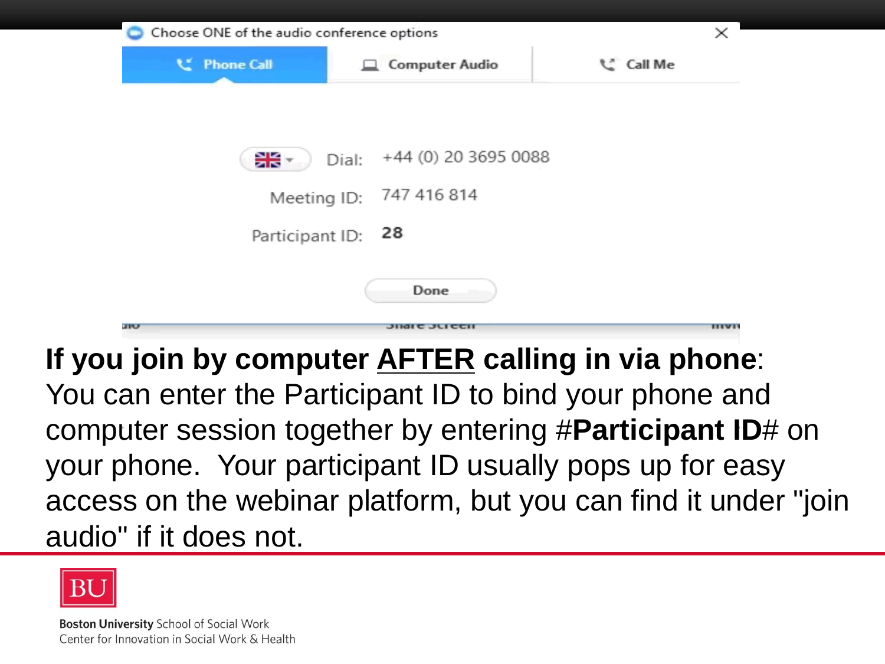Choose ONE of the audio conference options

Phone Call | Computer Audio | Call Me

Dial: +44 (0) 20 3695 0088

Meeting ID: 747 416 814

Participant ID: **28**

Done

**If you join by computer <u>AFTER</u> calling in via phone**:
You can enter the Participant ID to bind your phone and computer session together by entering #**Participant ID**# on your phone. Your participant ID usually pops up for easy access on the webinar platform, but you can find it under "join audio" if it does not.

BU

**Boston University** School of Social Work
Center for Innovation in Social Work & Health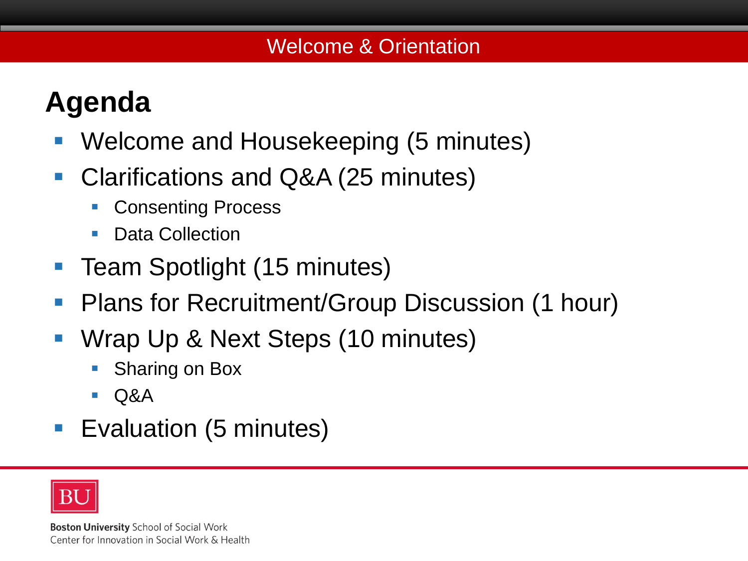Welcome & Orientation

## Agenda

- Welcome and Housekeeping (5 minutes)
- Clarifications and Q&A (25 minutes)
  - Consenting Process
  - Data Collection
- Team Spotlight (15 minutes)
- Plans for Recruitment/Group Discussion (1 hour)
- Wrap Up & Next Steps (10 minutes)
  - Sharing on Box
  - Q&A
- Evaluation (5 minutes)

**Boston University** School of Social Work
Center for Innovation in Social Work & Health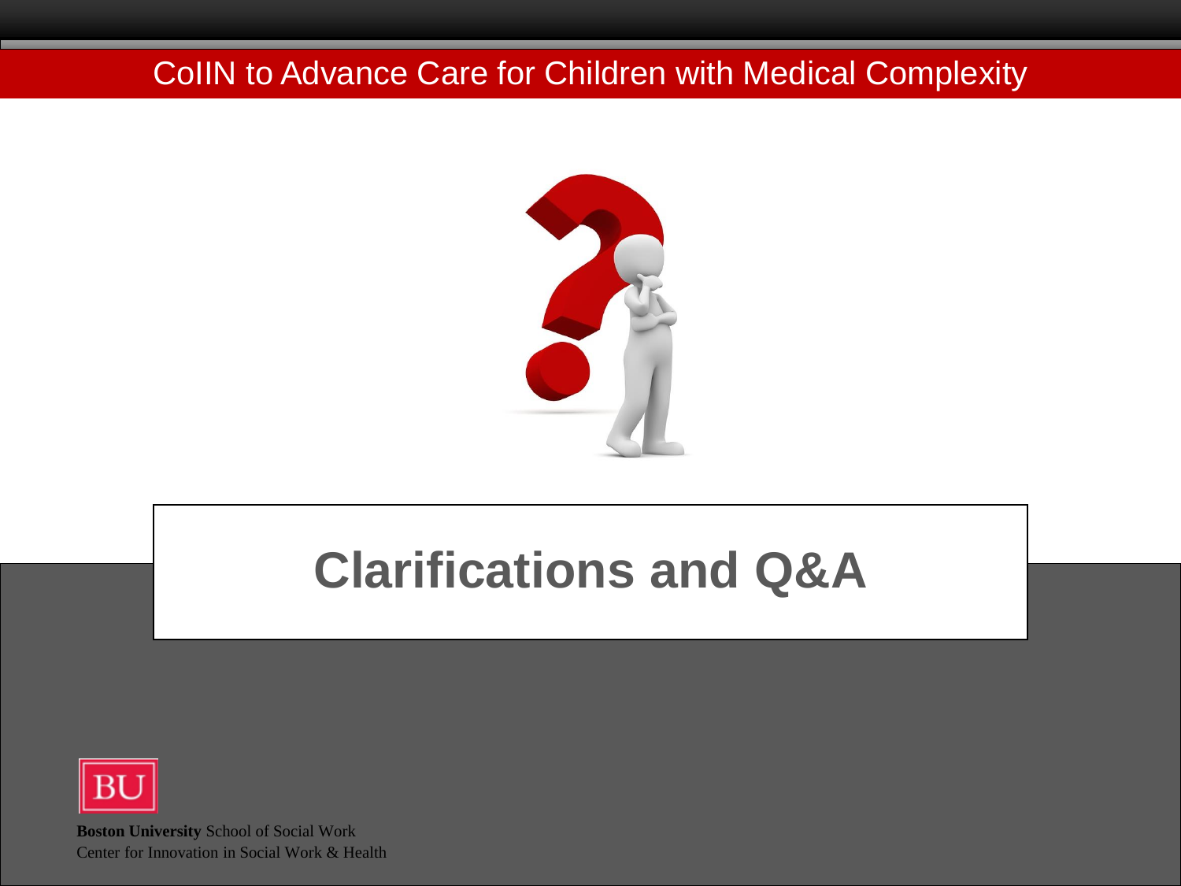CoIIN to Advance Care for Children with Medical Complexity

# Clarifications and Q&A

**Boston University** School of Social Work
Center for Innovation in Social Work & Health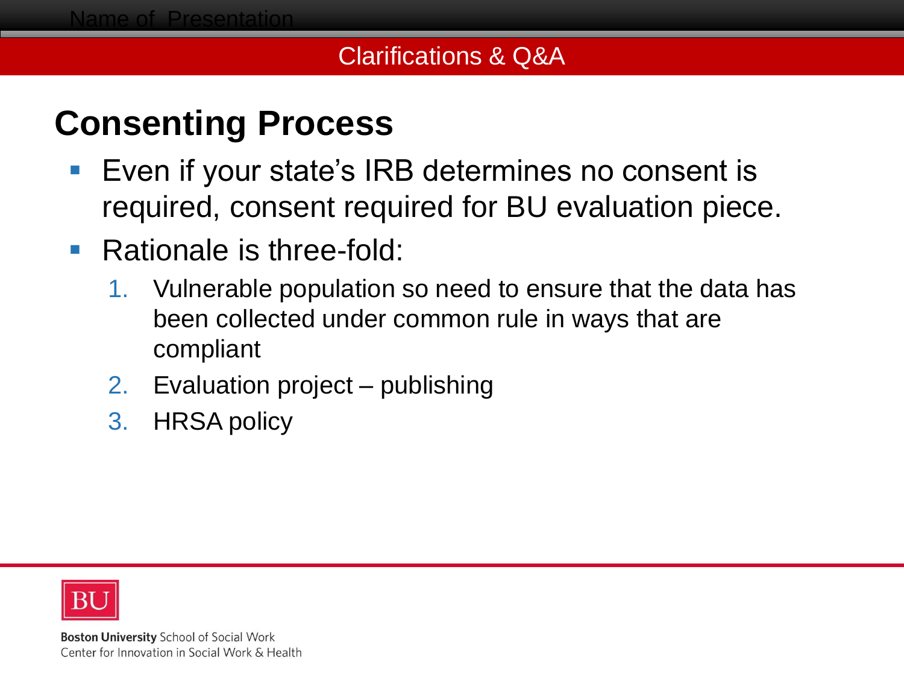## Clarifications & Q&A

# Consenting Process

- Even if your state's IRB determines no consent is required, consent required for BU evaluation piece.
- Rationale is three-fold:
  1. Vulnerable population so need to ensure that the data has been collected under common rule in ways that are compliant
  2. Evaluation project – publishing
  3. HRSA policy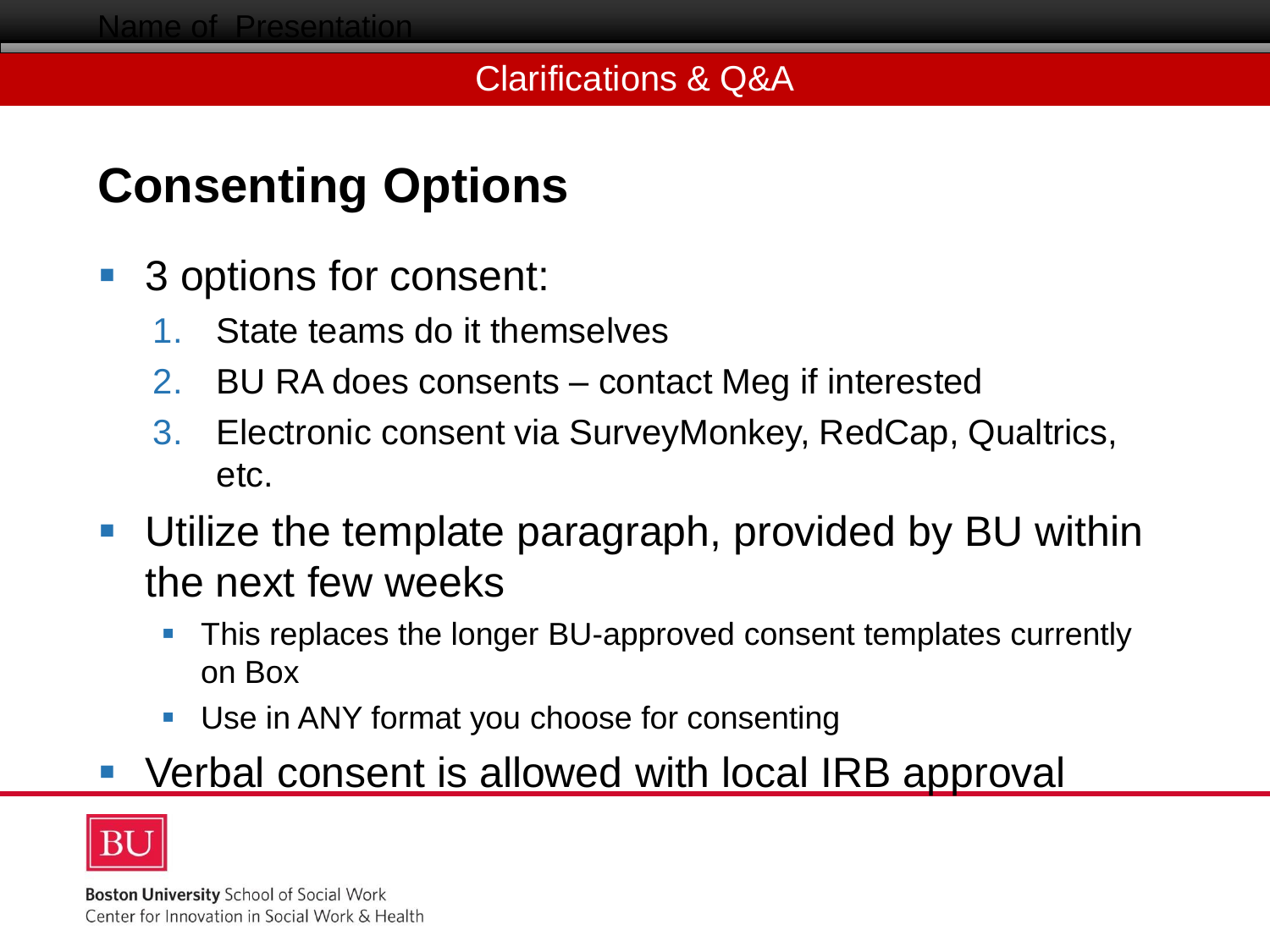Clarifications & Q&A

## Consenting Options

- 3 options for consent:
  1. State teams do it themselves
  2. BU RA does consents – contact Meg if interested
  3. Electronic consent via SurveyMonkey, RedCap, Qualtrics, etc.
- Utilize the template paragraph, provided by BU within the next few weeks
  - This replaces the longer BU-approved consent templates currently on Box
  - Use in ANY format you choose for consenting
- Verbal consent is allowed with local IRB approval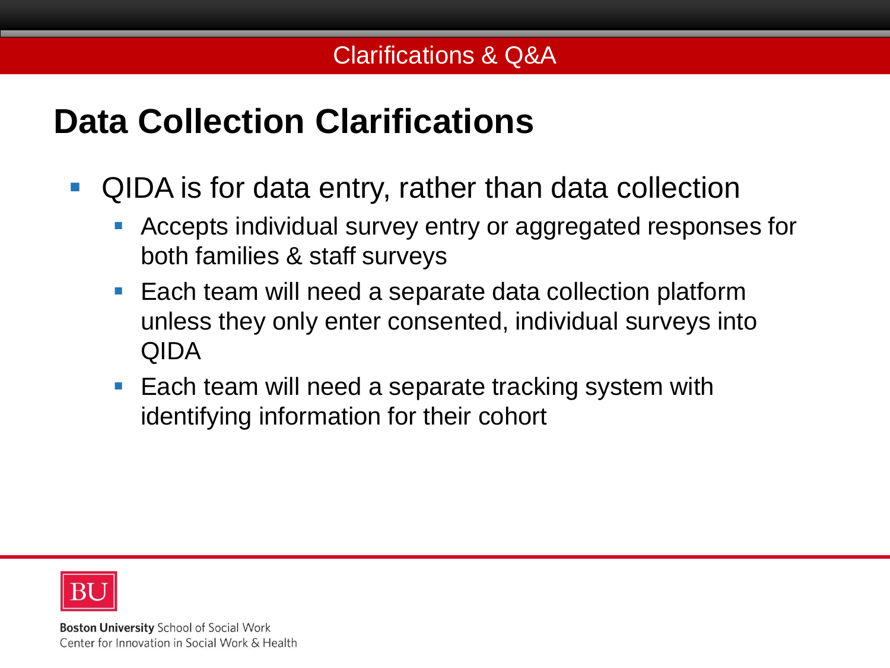## Data Collection Clarifications

- QIDA is for data entry, rather than data collection
  - Accepts individual survey entry or aggregated responses for both families & staff surveys
  - Each team will need a separate data collection platform unless they only enter consented, individual surveys into QIDA
  - Each team will need a separate tracking system with identifying information for their cohort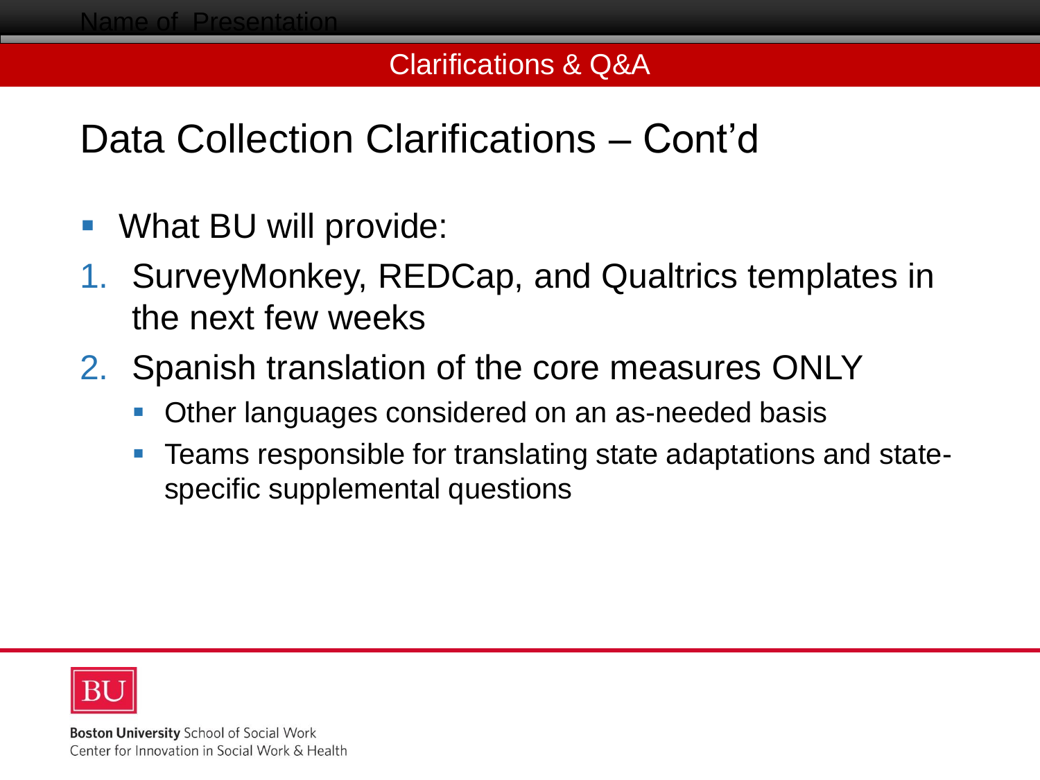## Clarifications & Q&A

# Data Collection Clarifications – Cont'd

- What BU will provide:

1. SurveyMonkey, REDCap, and Qualtrics templates in the next few weeks
2. Spanish translation of the core measures ONLY
   - Other languages considered on an as-needed basis
   - Teams responsible for translating state adaptations and state-specific supplemental questions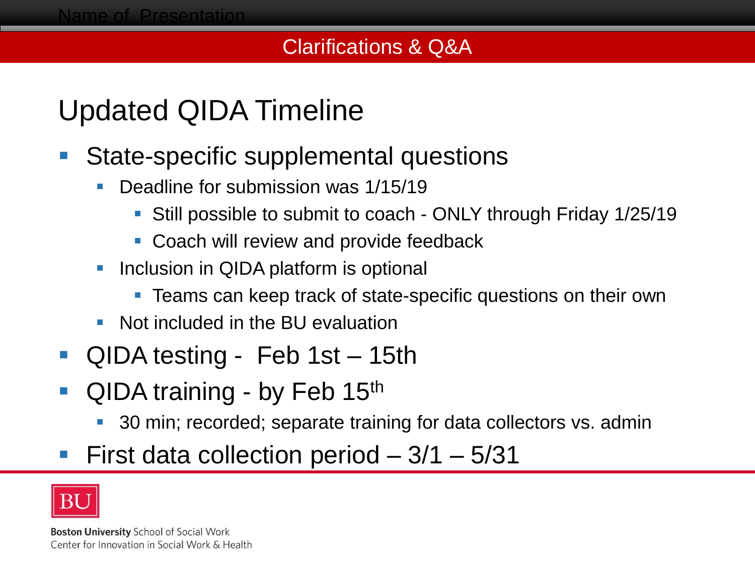## Clarifications & Q&A

# Updated QIDA Timeline

- State-specific supplemental questions
  - Deadline for submission was 1/15/19
    - Still possible to submit to coach - ONLY through Friday 1/25/19
    - Coach will review and provide feedback
  - Inclusion in QIDA platform is optional
    - Teams can keep track of state-specific questions on their own
  - Not included in the BU evaluation
- QIDA testing - Feb 1st – 15th
- QIDA training - by Feb 15th
  - 30 min; recorded; separate training for data collectors vs. admin
- First data collection period – 3/1 – 5/31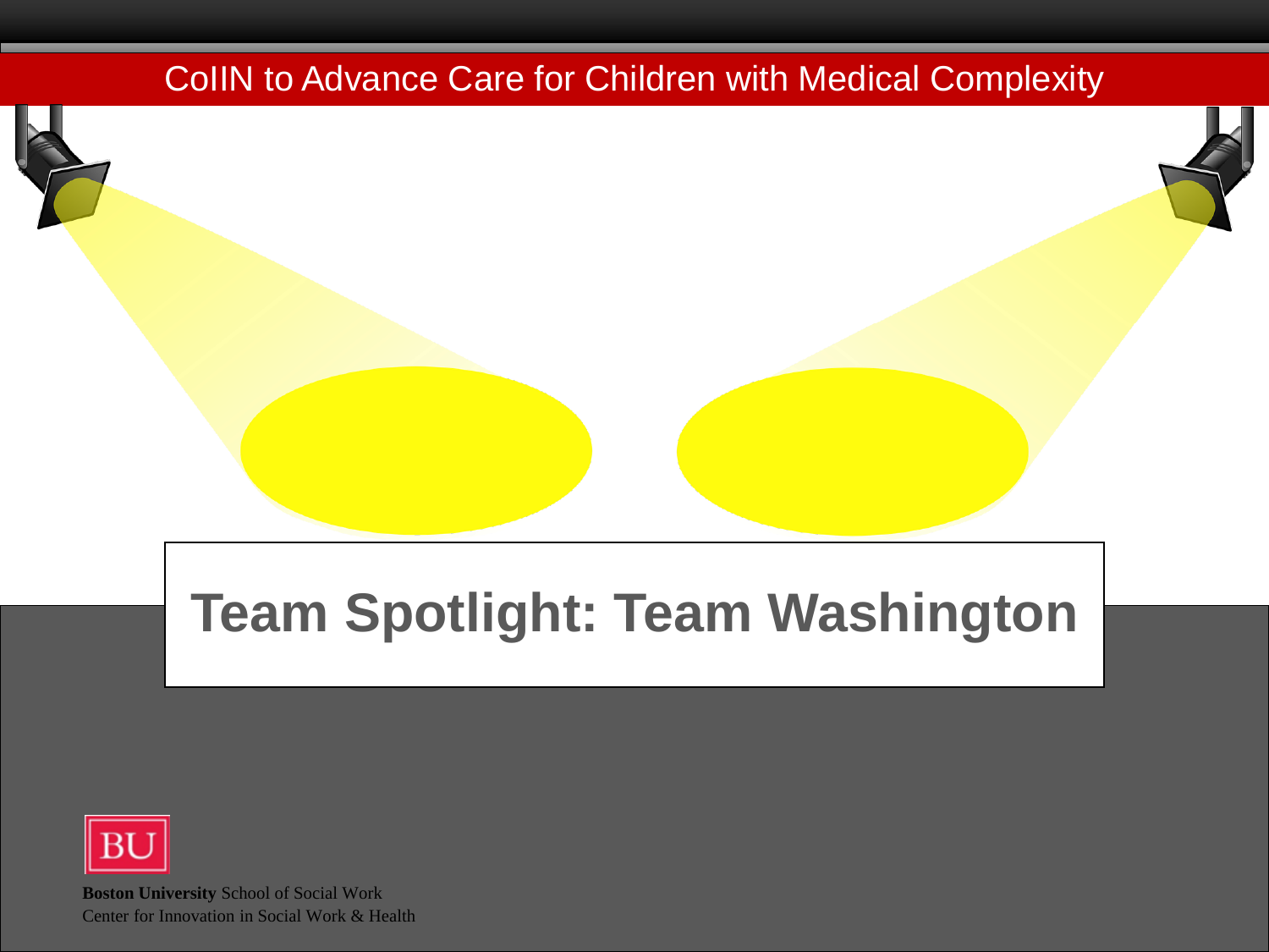CoIIN to Advance Care for Children with Medical Complexity

# Team Spotlight: Team Washington

**Boston University** School of Social Work
Center for Innovation in Social Work & Health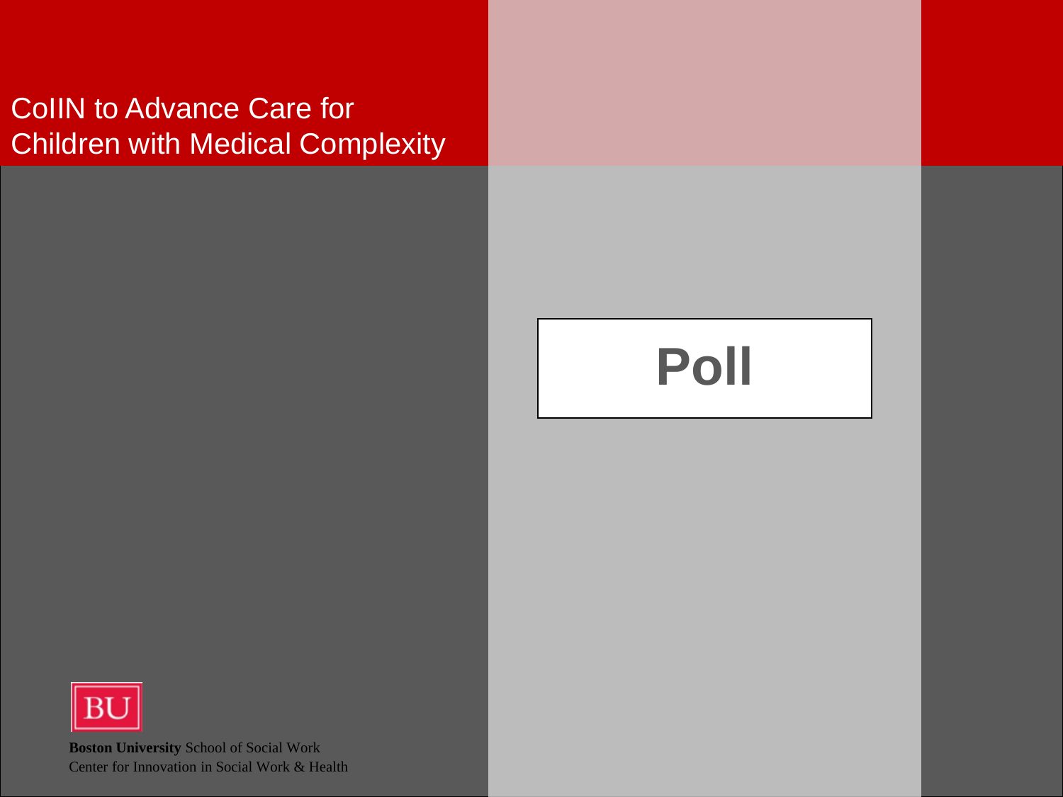CoIIN to Advance Care for Children with Medical Complexity

# Poll

**Boston University** School of Social Work
Center for Innovation in Social Work & Health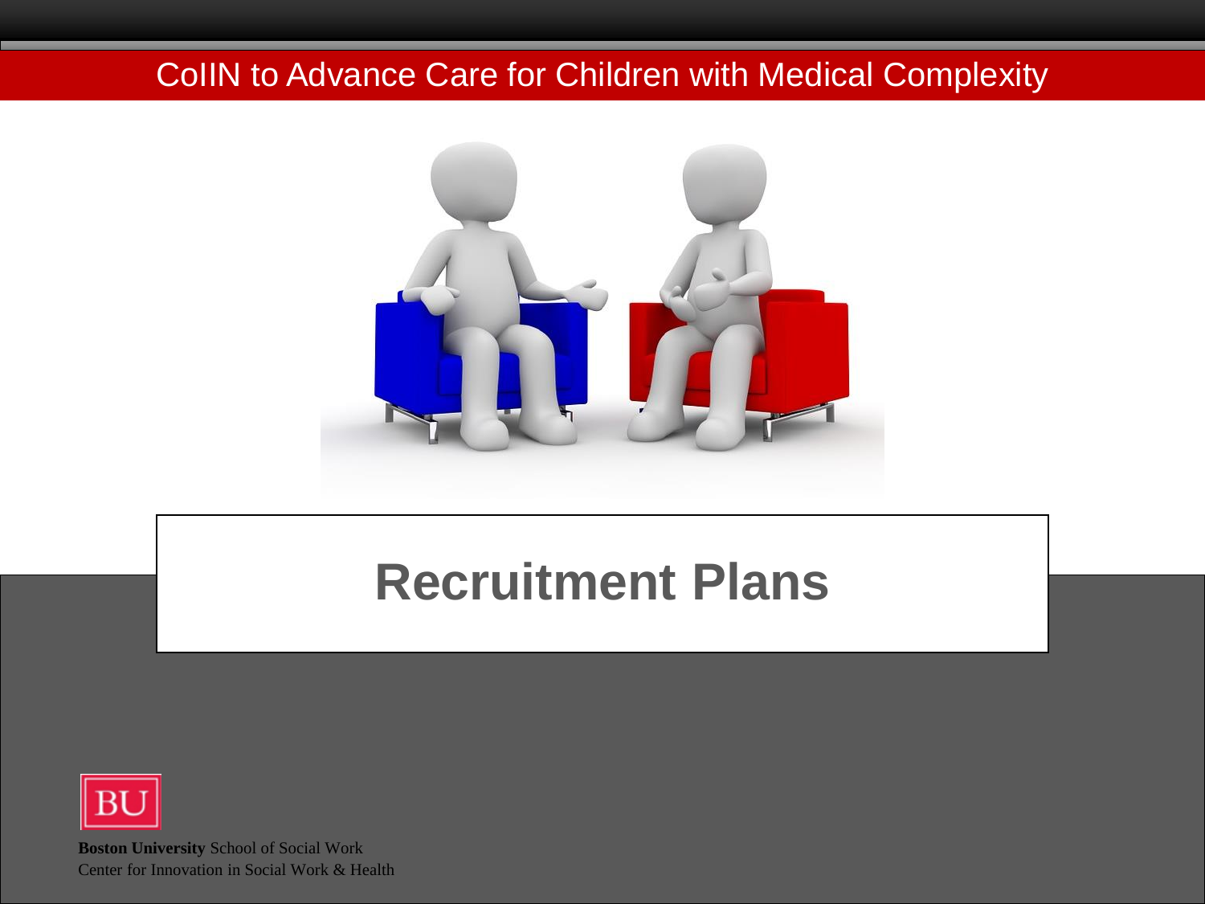CoIIN to Advance Care for Children with Medical Complexity

# Recruitment Plans

**Boston University** School of Social Work
Center for Innovation in Social Work & Health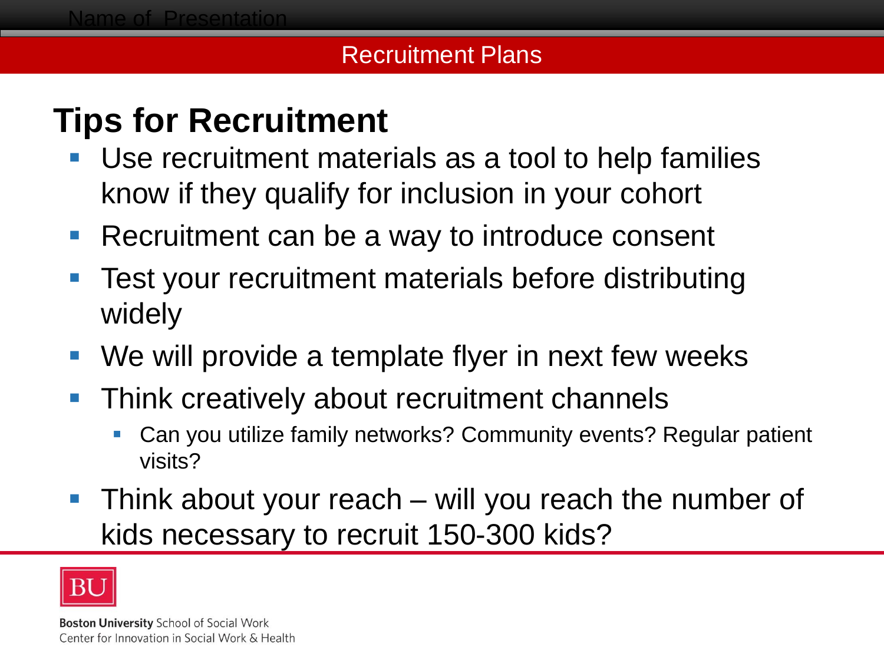## Recruitment Plans

# Tips for Recruitment

- Use recruitment materials as a tool to help families know if they qualify for inclusion in your cohort
- Recruitment can be a way to introduce consent
- Test your recruitment materials before distributing widely
- We will provide a template flyer in next few weeks
- Think creatively about recruitment channels
  - Can you utilize family networks? Community events? Regular patient visits?
- Think about your reach – will you reach the number of kids necessary to recruit 150-300 kids?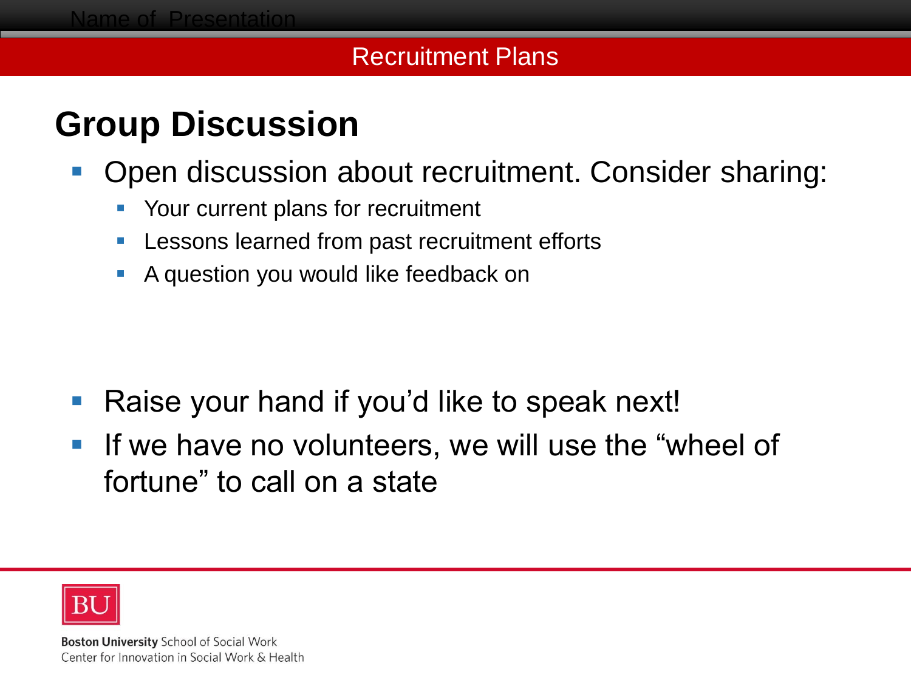## Recruitment Plans

# Group Discussion

- Open discussion about recruitment. Consider sharing:
  - Your current plans for recruitment
  - Lessons learned from past recruitment efforts
  - A question you would like feedback on

- Raise your hand if you'd like to speak next!
- If we have no volunteers, we will use the "wheel of fortune" to call on a state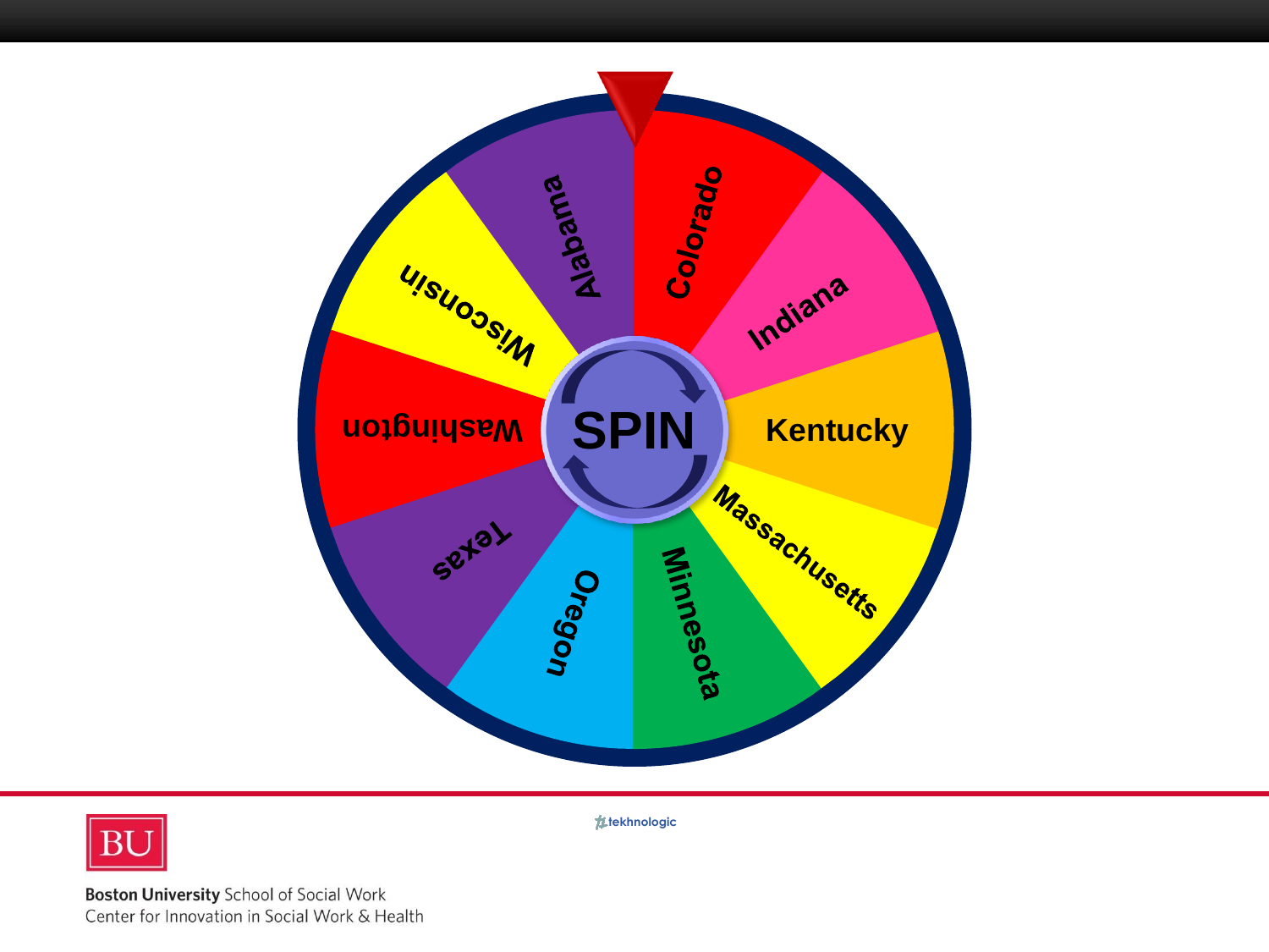SPIN

Colorado

Indiana

Kentucky

Massachusetts

Minnesota

Oregon

Texas

Washington

Wisconsin

Alabama

tekhnologic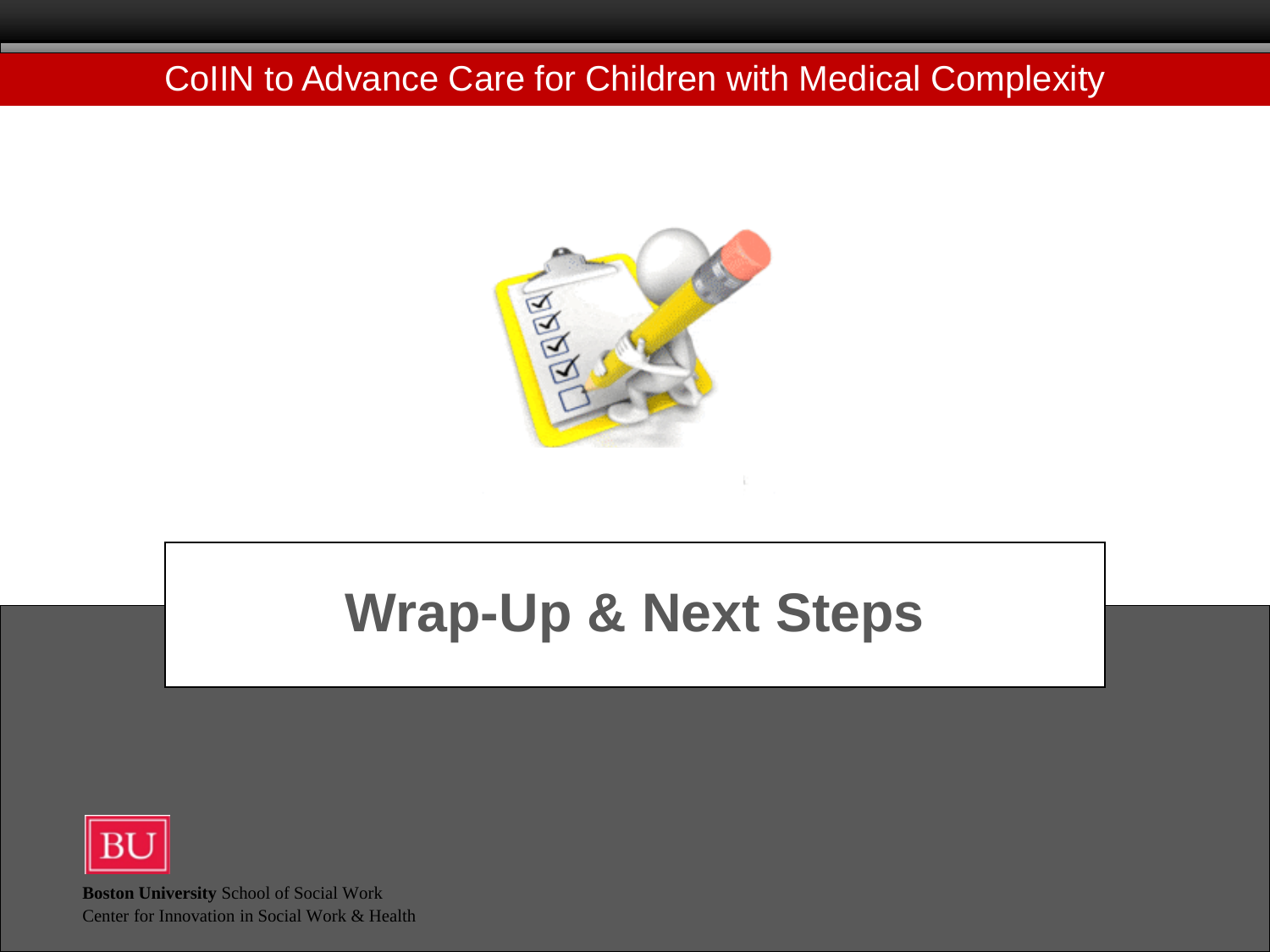CoIIN to Advance Care for Children with Medical Complexity

# Wrap-Up & Next Steps

**Boston University** School of Social Work
Center for Innovation in Social Work & Health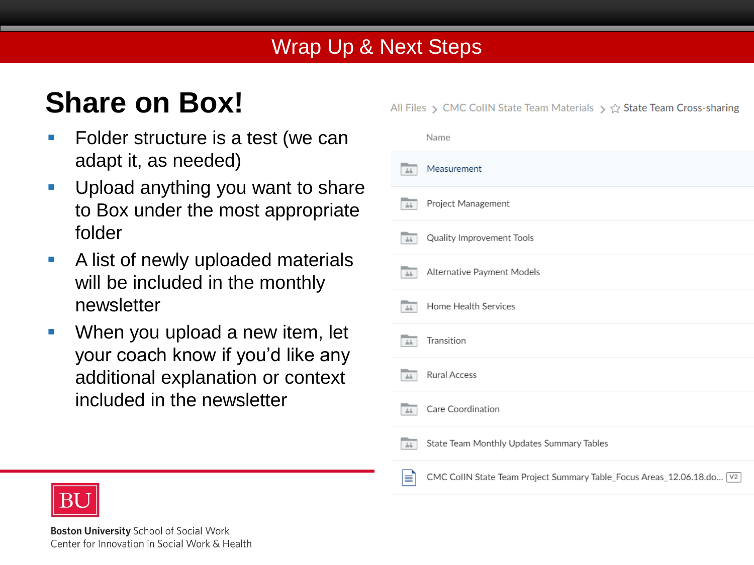# Wrap Up & Next Steps

## Share on Box!

- Folder structure is a test (we can adapt it, as needed)
- Upload anything you want to share to Box under the most appropriate folder
- A list of newly uploaded materials will be included in the monthly newsletter
- When you upload a new item, let your coach know if you'd like any additional explanation or context included in the newsletter

All Files > CMC CoIIN State Team Materials > State Team Cross-sharing

| Name |
| --- |
| Measurement |
| Project Management |
| Quality Improvement Tools |
| Alternative Payment Models |
| Home Health Services |
| Transition |
| Rural Access |
| Care Coordination |
| State Team Monthly Updates Summary Tables |
| CMC CoIIN State Team Project Summary Table_Focus Areas_12.06.18.do... V2 |

**Boston University** School of Social Work
Center for Innovation in Social Work & Health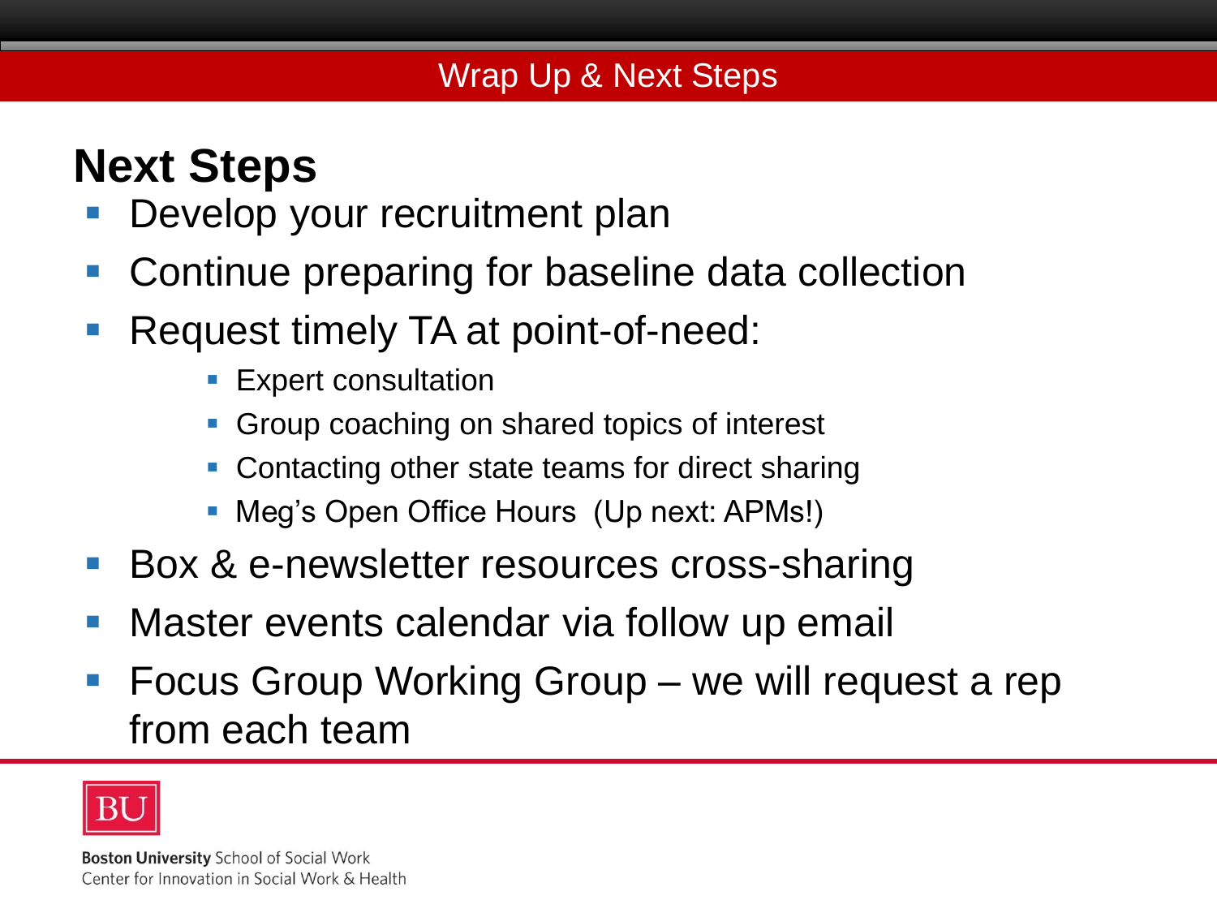# Wrap Up & Next Steps

## Next Steps

- Develop your recruitment plan
- Continue preparing for baseline data collection
- Request timely TA at point-of-need:
  - Expert consultation
  - Group coaching on shared topics of interest
  - Contacting other state teams for direct sharing
  - Meg's Open Office Hours (Up next: APMs!)
- Box & e-newsletter resources cross-sharing
- Master events calendar via follow up email
- Focus Group Working Group – we will request a rep from each team

BU

**Boston University** School of Social Work
Center for Innovation in Social Work & Health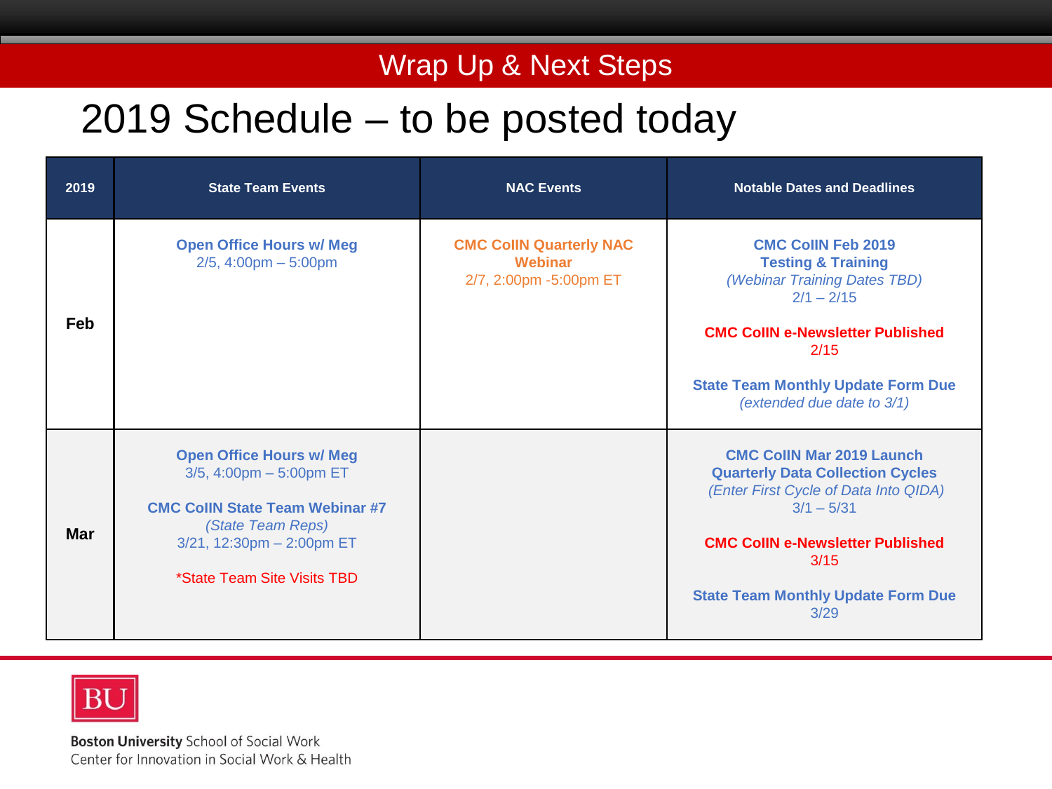## Wrap Up & Next Steps

# 2019 Schedule – to be posted today

| 2019 | State Team Events | NAC Events | Notable Dates and Deadlines |
|---|---|---|---|
| **Feb** | **Open Office Hours w/ Meg**<br>2/5, 4:00pm – 5:00pm | **CMC CoIIN Quarterly NAC Webinar**<br>2/7, 2:00pm -5:00pm ET | **CMC CoIIN Feb 2019 Testing & Training**<br>*(Webinar Training Dates TBD)*<br>2/1 – 2/15<br><br>**CMC CoIIN e-Newsletter Published**<br>2/15<br><br>**State Team Monthly Update Form Due**<br>*(extended due date to 3/1)* |
| **Mar** | **Open Office Hours w/ Meg**<br>3/5, 4:00pm – 5:00pm ET<br><br>**CMC CoIIN State Team Webinar #7**<br>*(State Team Reps)*<br>3/21, 12:30pm – 2:00pm ET<br><br>*State Team Site Visits TBD | | **CMC CoIIN Mar 2019 Launch Quarterly Data Collection Cycles**<br>*(Enter First Cycle of Data Into QIDA)*<br>3/1 – 5/31<br><br>**CMC CoIIN e-Newsletter Published**<br>3/15<br><br>**State Team Monthly Update Form Due**<br>3/29 |

BU

**Boston University** School of Social Work
Center for Innovation in Social Work & Health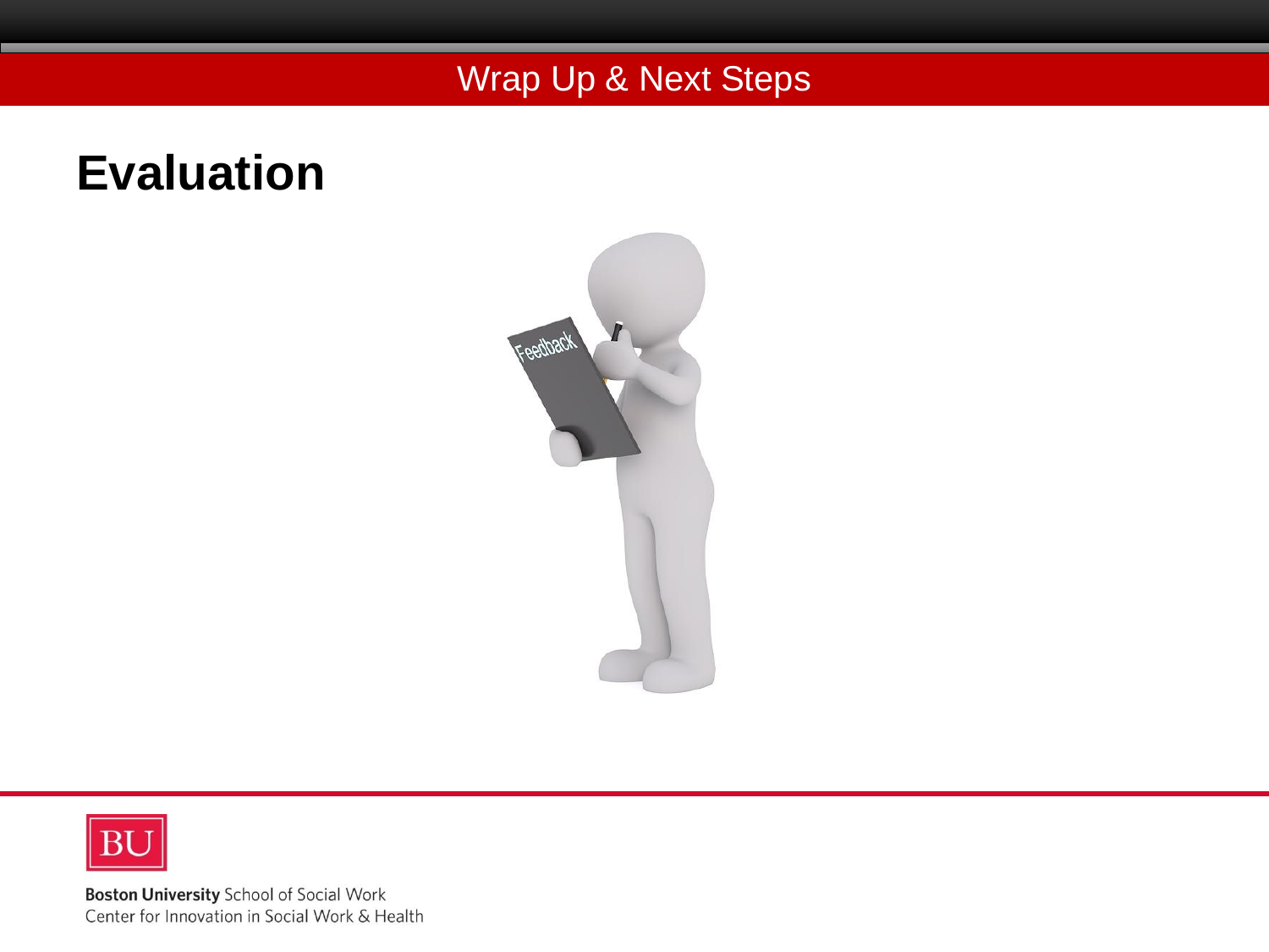Wrap Up & Next Steps

# Evaluation